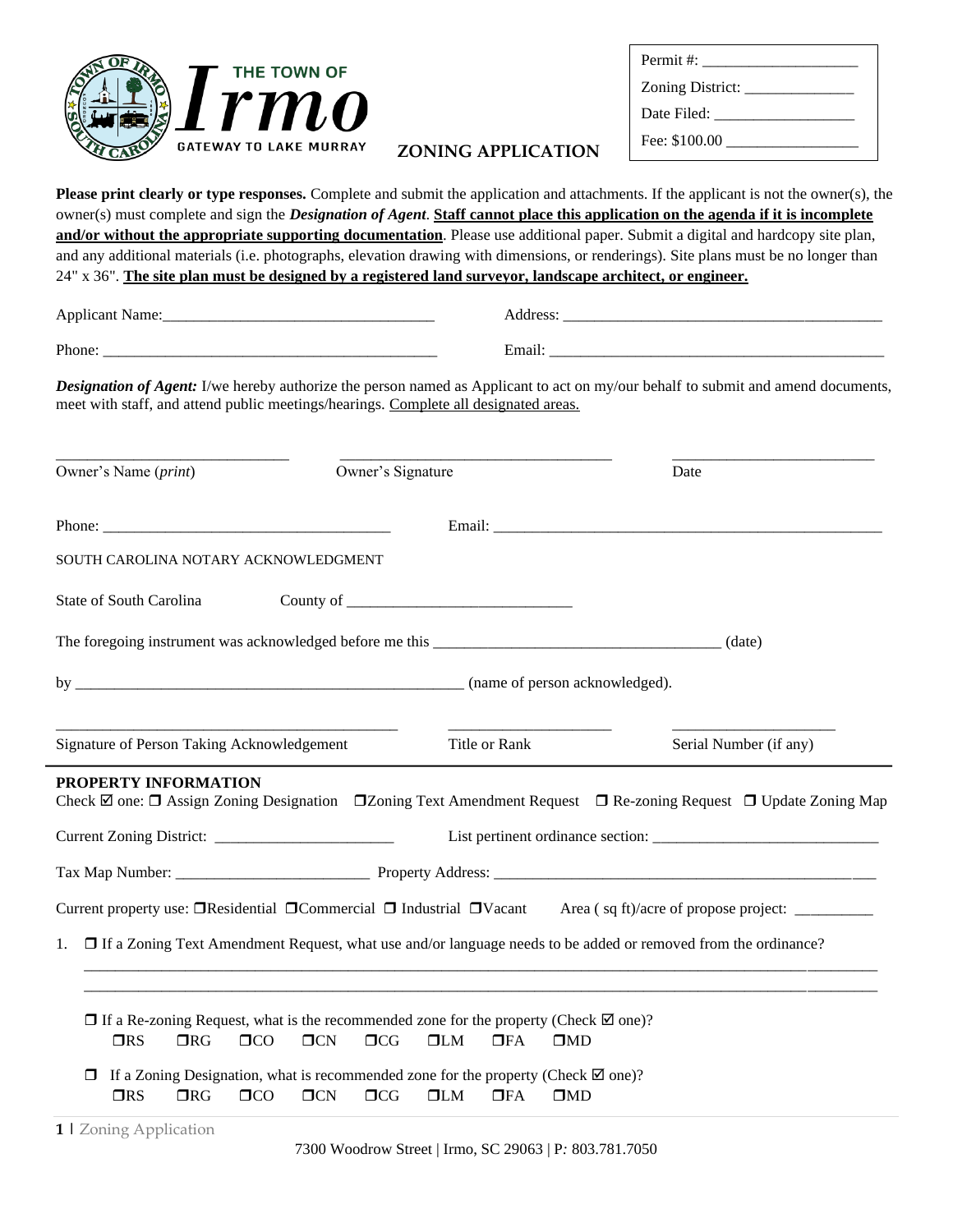THE TOWN OF **Irmo**
GATEWAY TO LAKE MURRAY

## ZONING APPLICATION

Permit #: ____________________
Zoning District: ______________
Date Filed: __________________
Fee: $100.00 _________________

**Please print clearly or type responses.** Complete and submit the application and attachments. If the applicant is not the owner(s), the owner(s) must complete and sign the ***Designation of Agent***. **Staff cannot place this application on the agenda if it is incomplete and/or without the appropriate supporting documentation**. Please use additional paper. Submit a digital and hardcopy site plan, and any additional materials (i.e. photographs, elevation drawing with dimensions, or renderings). Site plans must be no longer than 24" x 36". **The site plan must be designed by a registered land surveyor, landscape architect, or engineer.**

Applicant Name:___________________________________ Address: __________________________________________

Phone: ___________________________________________ Email: _____________________________________________

***Designation of Agent:*** I/we hereby authorize the person named as Applicant to act on my/our behalf to submit and amend documents, meet with staff, and attend public meetings/hearings. Complete all designated areas.

______________________________ ___________________________________ __________________________

Owner's Name (*print*) Owner's Signature Date

Phone: _____________________________________ Email: ____________________________________________________

SOUTH CAROLINA NOTARY ACKNOWLEDGMENT

State of South Carolina County of _____________________________

The foregoing instrument was acknowledged before me this _____________________________________ (date)

by __________________________________________________ (name of person acknowledged).

____________________________________________ _____________________ _____________________

Signature of Person Taking Acknowledgement Title or Rank Serial Number (if any)

**PROPERTY INFORMATION**

Check ☑ one: ❒ Assign Zoning Designation ❒Zoning Text Amendment Request ❒ Re-zoning Request ❒ Update Zoning Map

Current Zoning District: _______________________ List pertinent ordinance section: _____________________________

Tax Map Number: _________________________ Property Address: ___________________________________________________

Current property use: ❒Residential ❒Commercial ❒ Industrial ❒Vacant Area ( sq ft)/acre of propose project: __________

1. ❒ If a Zoning Text Amendment Request, what use and/or language needs to be added or removed from the ordinance?
   ____________________________________________________________________________________________________
   ____________________________________________________________________________________________________

   ❒ If a Re-zoning Request, what is the recommended zone for the property (Check ☑ one)?
   ❒RS ❒RG ❒CO ❒CN ❒CG ❒LM ❒FA ❒MD

   ❒ If a Zoning Designation, what is recommended zone for the property (Check ☑ one)?
   ❒RS ❒RG ❒CO ❒CN ❒CG ❒LM ❒FA ❒MD

7300 Woodrow Street | Irmo, SC 29063 | P: 803.781.7050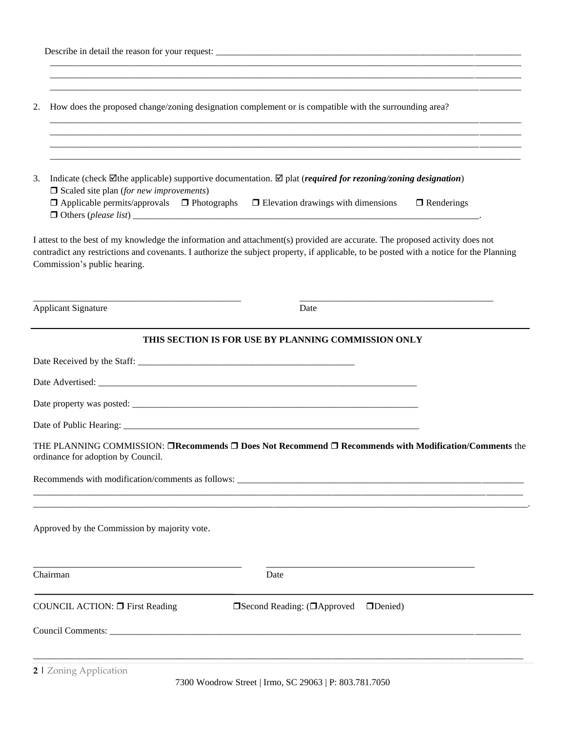Describe in detail the reason for your request: ___________________________________________________________________________
___________________________________________________________________________
___________________________________________________________________________
___________________________________________________________________________

2. How does the proposed change/zoning designation complement or is compatible with the surrounding area?

___________________________________________________________________________
___________________________________________________________________________
___________________________________________________________________________
___________________________________________________________________________

3. Indicate (check ☑the applicable) supportive documentation. ☑ plat (***required for rezoning/zoning designation***)
❒ Scaled site plan (*for new improvements*)
❒ Applicable permits/approvals ❒ Photographs ❒ Elevation drawings with dimensions ❒ Renderings
❒ Others (*please list*) _____________________________________________________________.

I attest to the best of my knowledge the information and attachment(s) provided are accurate. The proposed activity does not contradict any restrictions and covenants. I authorize the subject property, if applicable, to be posted with a notice for the Planning Commission's public hearing.

_______________________________ _______________________________
Applicant Signature Date

---

**THIS SECTION IS FOR USE BY PLANNING COMMISSION ONLY**

Date Received by the Staff: _______________________________

Date Advertised: _______________________________

Date property was posted: _______________________________

Date of Public Hearing: _______________________________

THE PLANNING COMMISSION: ❒**Recommends** ❒ **Does Not Recommend** ❒ **Recommends with Modification/Comments** the ordinance for adoption by Council.

Recommends with modification/comments as follows: ___________________________________________________________________________
___________________________________________________________________________
___________________________________________________________________________.

Approved by the Commission by majority vote.

_______________________________ _______________________________
Chairman Date

---

COUNCIL ACTION: ❒ First Reading ❒Second Reading: (❒Approved ❒Denied)

Council Comments: ___________________________________________________________________________
___________________________________________________________________________

7300 Woodrow Street | Irmo, SC 29063 | P: 803.781.7050